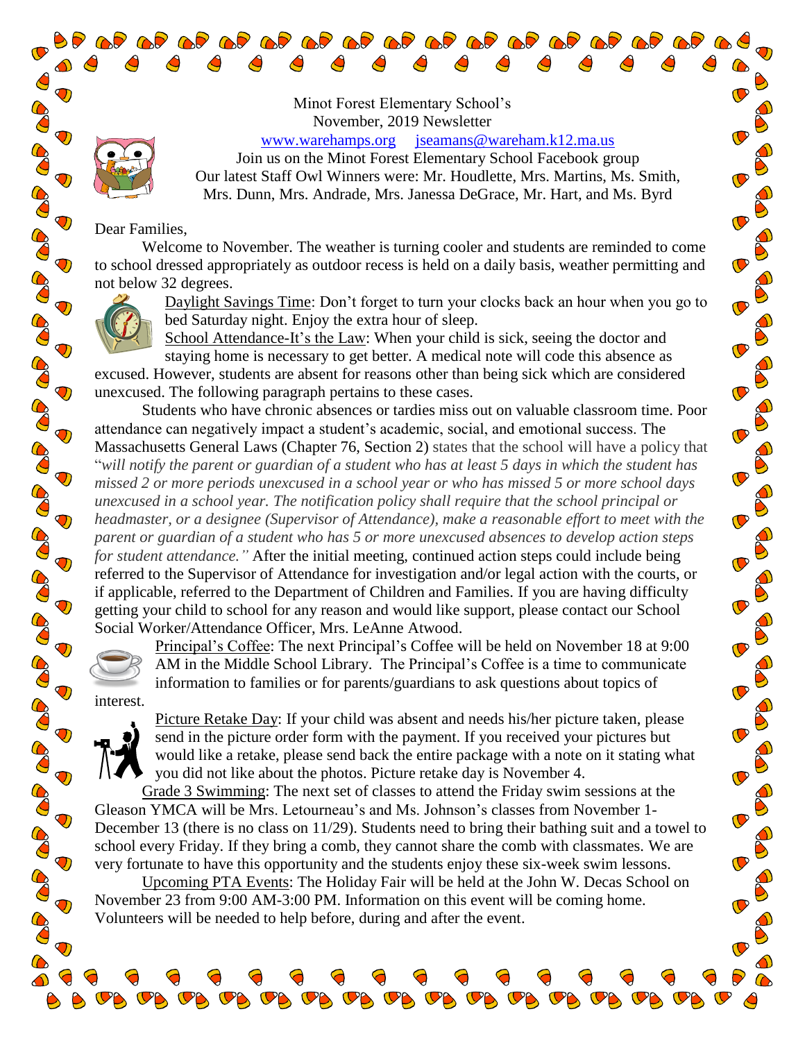Minot Forest Elementary School's
November, 2019 Newsletter
www.warehamps.org     jseamans@wareham.k12.ma.us
Join us on the Minot Forest Elementary School Facebook group
Our latest Staff Owl Winners were: Mr. Houdlette, Mrs. Martins, Ms. Smith, Mrs. Dunn, Mrs. Andrade, Mrs. Janessa DeGrace, Mr. Hart, and Ms. Byrd

Dear Families,

Welcome to November. The weather is turning cooler and students are reminded to come to school dressed appropriately as outdoor recess is held on a daily basis, weather permitting and not below 32 degrees.

Daylight Savings Time: Don't forget to turn your clocks back an hour when you go to bed Saturday night. Enjoy the extra hour of sleep.

School Attendance-It's the Law: When your child is sick, seeing the doctor and staying home is necessary to get better. A medical note will code this absence as excused. However, students are absent for reasons other than being sick which are considered unexcused. The following paragraph pertains to these cases.

Students who have chronic absences or tardies miss out on valuable classroom time. Poor attendance can negatively impact a student's academic, social, and emotional success. The Massachusetts General Laws (Chapter 76, Section 2) states that the school will have a policy that "*will notify the parent or guardian of a student who has at least 5 days in which the student has missed 2 or more periods unexcused in a school year or who has missed 5 or more school days unexcused in a school year. The notification policy shall require that the school principal or headmaster, or a designee (Supervisor of Attendance), make a reasonable effort to meet with the parent or guardian of a student who has 5 or more unexcused absences to develop action steps for student attendance.*" After the initial meeting, continued action steps could include being referred to the Supervisor of Attendance for investigation and/or legal action with the courts, or if applicable, referred to the Department of Children and Families. If you are having difficulty getting your child to school for any reason and would like support, please contact our School Social Worker/Attendance Officer, Mrs. LeAnne Atwood.

Principal's Coffee: The next Principal's Coffee will be held on November 18 at 9:00 AM in the Middle School Library. The Principal's Coffee is a time to communicate information to families or for parents/guardians to ask questions about topics of interest.

Picture Retake Day: If your child was absent and needs his/her picture taken, please send in the picture order form with the payment. If you received your pictures but would like a retake, please send back the entire package with a note on it stating what you did not like about the photos. Picture retake day is November 4.

Grade 3 Swimming: The next set of classes to attend the Friday swim sessions at the Gleason YMCA will be Mrs. Letourneau's and Ms. Johnson's classes from November 1-December 13 (there is no class on 11/29). Students need to bring their bathing suit and a towel to school every Friday. If they bring a comb, they cannot share the comb with classmates. We are very fortunate to have this opportunity and the students enjoy these six-week swim lessons.

Upcoming PTA Events: The Holiday Fair will be held at the John W. Decas School on November 23 from 9:00 AM-3:00 PM. Information on this event will be coming home. Volunteers will be needed to help before, during and after the event.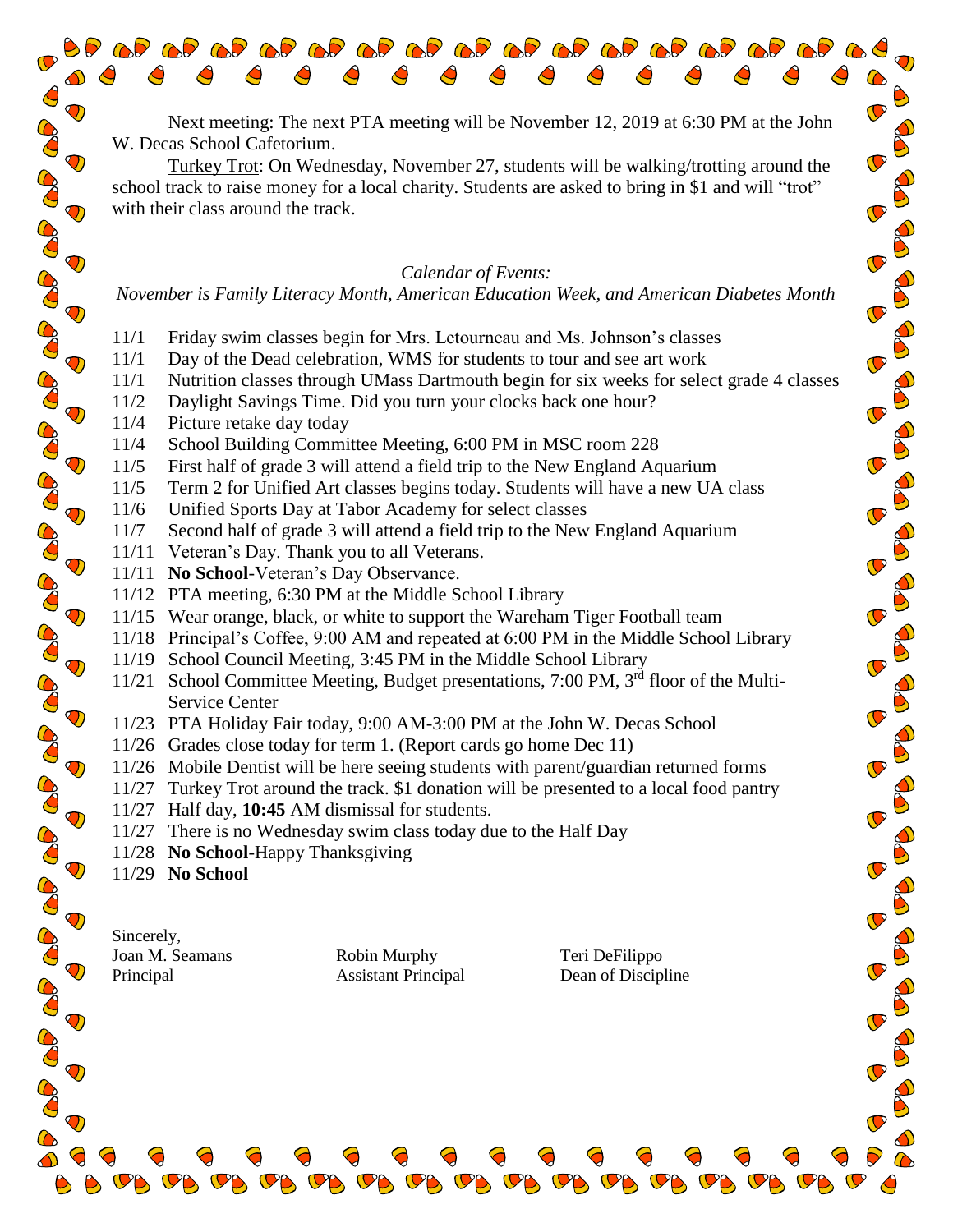Next meeting: The next PTA meeting will be November 12, 2019 at 6:30 PM at the John W. Decas School Cafetorium.

Turkey Trot: On Wednesday, November 27, students will be walking/trotting around the school track to raise money for a local charity. Students are asked to bring in $1 and will "trot" with their class around the track.

*Calendar of Events:*

*November is Family Literacy Month, American Education Week, and American Diabetes Month*

| | |
|---|---|
| 11/1 | Friday swim classes begin for Mrs. Letourneau and Ms. Johnson's classes |
| 11/1 | Day of the Dead celebration, WMS for students to tour and see art work |
| 11/1 | Nutrition classes through UMass Dartmouth begin for six weeks for select grade 4 classes |
| 11/2 | Daylight Savings Time. Did you turn your clocks back one hour? |
| 11/4 | Picture retake day today |
| 11/4 | School Building Committee Meeting, 6:00 PM in MSC room 228 |
| 11/5 | First half of grade 3 will attend a field trip to the New England Aquarium |
| 11/5 | Term 2 for Unified Art classes begins today. Students will have a new UA class |
| 11/6 | Unified Sports Day at Tabor Academy for select classes |
| 11/7 | Second half of grade 3 will attend a field trip to the New England Aquarium |
| 11/11 | Veteran's Day. Thank you to all Veterans. |
| 11/11 | **No School**-Veteran's Day Observance. |
| 11/12 | PTA meeting, 6:30 PM at the Middle School Library |
| 11/15 | Wear orange, black, or white to support the Wareham Tiger Football team |
| 11/18 | Principal's Coffee, 9:00 AM and repeated at 6:00 PM in the Middle School Library |
| 11/19 | School Council Meeting, 3:45 PM in the Middle School Library |
| 11/21 | School Committee Meeting, Budget presentations, 7:00 PM, 3rd floor of the Multi-Service Center |
| 11/23 | PTA Holiday Fair today, 9:00 AM-3:00 PM at the John W. Decas School |
| 11/26 | Grades close today for term 1. (Report cards go home Dec 11) |
| 11/26 | Mobile Dentist will be here seeing students with parent/guardian returned forms |
| 11/27 | Turkey Trot around the track. $1 donation will be presented to a local food pantry |
| 11/27 | Half day, **10:45** AM dismissal for students. |
| 11/27 | There is no Wednesday swim class today due to the Half Day |
| 11/28 | **No School**-Happy Thanksgiving |
| 11/29 | **No School** |

Sincerely,

| | | |
|---|---|---|
| Joan M. Seamans | Robin Murphy | Teri DeFilippo |
| Principal | Assistant Principal | Dean of Discipline |